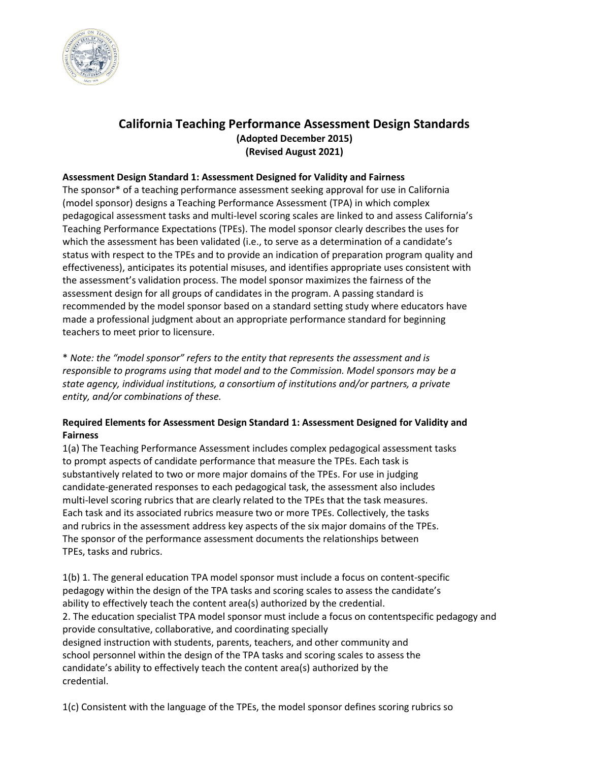# California Teaching Performance Assessment Design Standards

**(Adopted December 2015)**
**(Revised August 2021)**

**Assessment Design Standard 1: Assessment Designed for Validity and Fairness**

The sponsor* of a teaching performance assessment seeking approval for use in California (model sponsor) designs a Teaching Performance Assessment (TPA) in which complex pedagogical assessment tasks and multi-level scoring scales are linked to and assess California's Teaching Performance Expectations (TPEs). The model sponsor clearly describes the uses for which the assessment has been validated (i.e., to serve as a determination of a candidate's status with respect to the TPEs and to provide an indication of preparation program quality and effectiveness), anticipates its potential misuses, and identifies appropriate uses consistent with the assessment's validation process. The model sponsor maximizes the fairness of the assessment design for all groups of candidates in the program. A passing standard is recommended by the model sponsor based on a standard setting study where educators have made a professional judgment about an appropriate performance standard for beginning teachers to meet prior to licensure.

* *Note: the "model sponsor" refers to the entity that represents the assessment and is responsible to programs using that model and to the Commission. Model sponsors may be a state agency, individual institutions, a consortium of institutions and/or partners, a private entity, and/or combinations of these.*

**Required Elements for Assessment Design Standard 1: Assessment Designed for Validity and Fairness**

1(a) The Teaching Performance Assessment includes complex pedagogical assessment tasks to prompt aspects of candidate performance that measure the TPEs. Each task is substantively related to two or more major domains of the TPEs. For use in judging candidate-generated responses to each pedagogical task, the assessment also includes multi-level scoring rubrics that are clearly related to the TPEs that the task measures. Each task and its associated rubrics measure two or more TPEs. Collectively, the tasks and rubrics in the assessment address key aspects of the six major domains of the TPEs. The sponsor of the performance assessment documents the relationships between TPEs, tasks and rubrics.

1(b) 1. The general education TPA model sponsor must include a focus on content-specific pedagogy within the design of the TPA tasks and scoring scales to assess the candidate's ability to effectively teach the content area(s) authorized by the credential.
2. The education specialist TPA model sponsor must include a focus on contentspecific pedagogy and provide consultative, collaborative, and coordinating specially designed instruction with students, parents, teachers, and other community and school personnel within the design of the TPA tasks and scoring scales to assess the candidate's ability to effectively teach the content area(s) authorized by the credential.

1(c) Consistent with the language of the TPEs, the model sponsor defines scoring rubrics so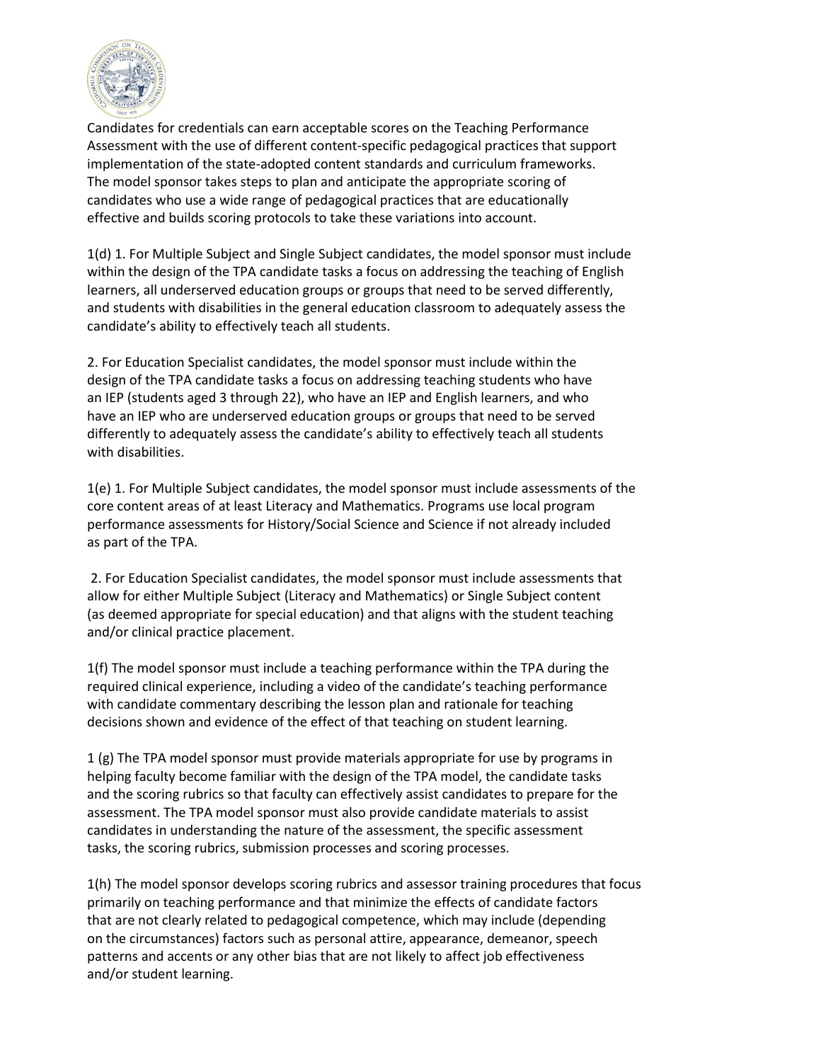Candidates for credentials can earn acceptable scores on the Teaching Performance Assessment with the use of different content-specific pedagogical practices that support implementation of the state-adopted content standards and curriculum frameworks. The model sponsor takes steps to plan and anticipate the appropriate scoring of candidates who use a wide range of pedagogical practices that are educationally effective and builds scoring protocols to take these variations into account.

1(d) 1. For Multiple Subject and Single Subject candidates, the model sponsor must include within the design of the TPA candidate tasks a focus on addressing the teaching of English learners, all underserved education groups or groups that need to be served differently, and students with disabilities in the general education classroom to adequately assess the candidate's ability to effectively teach all students.

2. For Education Specialist candidates, the model sponsor must include within the design of the TPA candidate tasks a focus on addressing teaching students who have an IEP (students aged 3 through 22), who have an IEP and English learners, and who have an IEP who are underserved education groups or groups that need to be served differently to adequately assess the candidate's ability to effectively teach all students with disabilities.

1(e) 1. For Multiple Subject candidates, the model sponsor must include assessments of the core content areas of at least Literacy and Mathematics. Programs use local program performance assessments for History/Social Science and Science if not already included as part of the TPA.

2. For Education Specialist candidates, the model sponsor must include assessments that allow for either Multiple Subject (Literacy and Mathematics) or Single Subject content (as deemed appropriate for special education) and that aligns with the student teaching and/or clinical practice placement.

1(f) The model sponsor must include a teaching performance within the TPA during the required clinical experience, including a video of the candidate's teaching performance with candidate commentary describing the lesson plan and rationale for teaching decisions shown and evidence of the effect of that teaching on student learning.

1 (g) The TPA model sponsor must provide materials appropriate for use by programs in helping faculty become familiar with the design of the TPA model, the candidate tasks and the scoring rubrics so that faculty can effectively assist candidates to prepare for the assessment. The TPA model sponsor must also provide candidate materials to assist candidates in understanding the nature of the assessment, the specific assessment tasks, the scoring rubrics, submission processes and scoring processes.

1(h) The model sponsor develops scoring rubrics and assessor training procedures that focus primarily on teaching performance and that minimize the effects of candidate factors that are not clearly related to pedagogical competence, which may include (depending on the circumstances) factors such as personal attire, appearance, demeanor, speech patterns and accents or any other bias that are not likely to affect job effectiveness and/or student learning.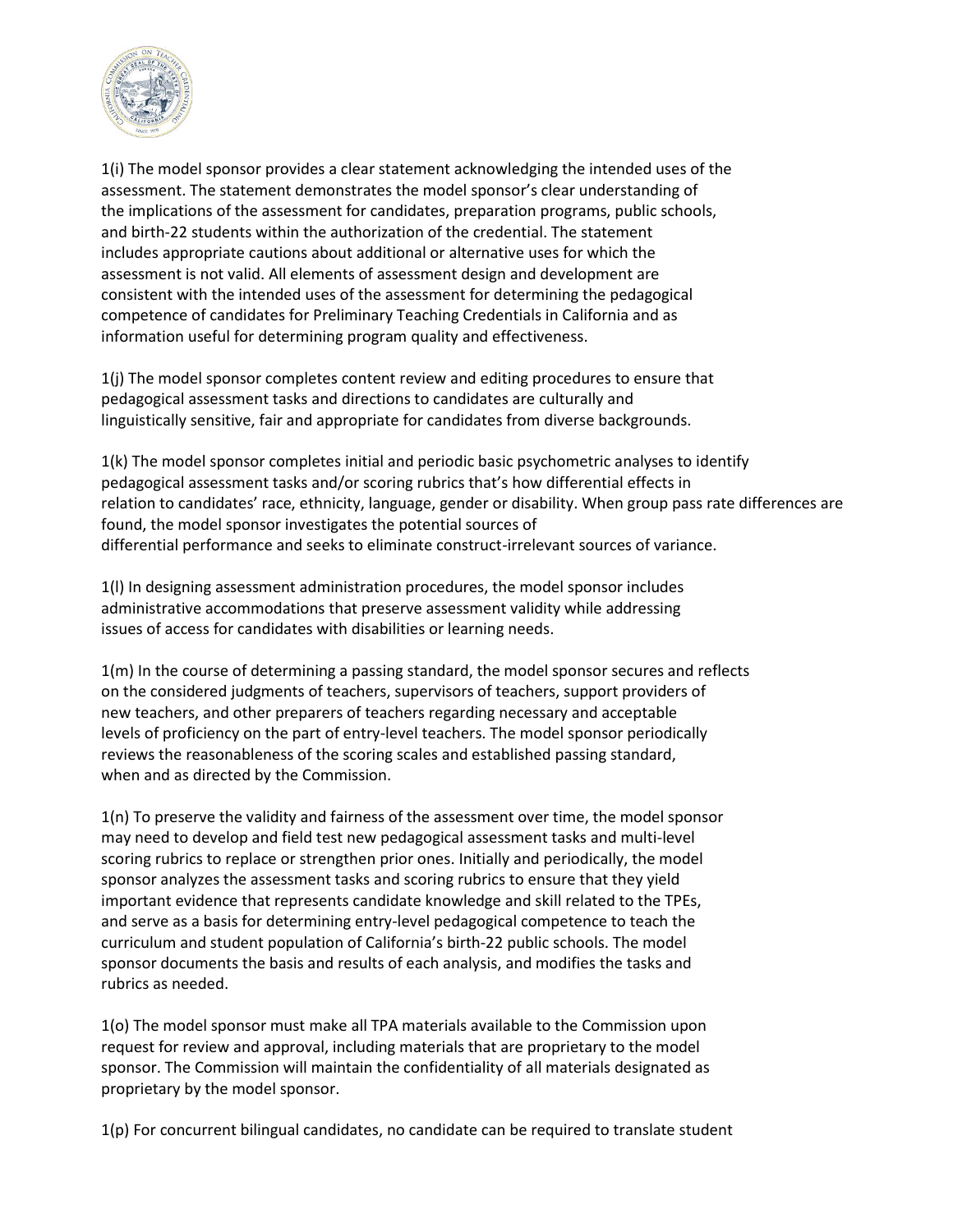1(i) The model sponsor provides a clear statement acknowledging the intended uses of the assessment. The statement demonstrates the model sponsor's clear understanding of the implications of the assessment for candidates, preparation programs, public schools, and birth-22 students within the authorization of the credential. The statement includes appropriate cautions about additional or alternative uses for which the assessment is not valid. All elements of assessment design and development are consistent with the intended uses of the assessment for determining the pedagogical competence of candidates for Preliminary Teaching Credentials in California and as information useful for determining program quality and effectiveness.

1(j) The model sponsor completes content review and editing procedures to ensure that pedagogical assessment tasks and directions to candidates are culturally and linguistically sensitive, fair and appropriate for candidates from diverse backgrounds.

1(k) The model sponsor completes initial and periodic basic psychometric analyses to identify pedagogical assessment tasks and/or scoring rubrics that's how differential effects in relation to candidates' race, ethnicity, language, gender or disability. When group pass rate differences are found, the model sponsor investigates the potential sources of differential performance and seeks to eliminate construct-irrelevant sources of variance.

1(l) In designing assessment administration procedures, the model sponsor includes administrative accommodations that preserve assessment validity while addressing issues of access for candidates with disabilities or learning needs.

1(m) In the course of determining a passing standard, the model sponsor secures and reflects on the considered judgments of teachers, supervisors of teachers, support providers of new teachers, and other preparers of teachers regarding necessary and acceptable levels of proficiency on the part of entry-level teachers. The model sponsor periodically reviews the reasonableness of the scoring scales and established passing standard, when and as directed by the Commission.

1(n) To preserve the validity and fairness of the assessment over time, the model sponsor may need to develop and field test new pedagogical assessment tasks and multi-level scoring rubrics to replace or strengthen prior ones. Initially and periodically, the model sponsor analyzes the assessment tasks and scoring rubrics to ensure that they yield important evidence that represents candidate knowledge and skill related to the TPEs, and serve as a basis for determining entry-level pedagogical competence to teach the curriculum and student population of California's birth-22 public schools. The model sponsor documents the basis and results of each analysis, and modifies the tasks and rubrics as needed.

1(o) The model sponsor must make all TPA materials available to the Commission upon request for review and approval, including materials that are proprietary to the model sponsor. The Commission will maintain the confidentiality of all materials designated as proprietary by the model sponsor.

1(p) For concurrent bilingual candidates, no candidate can be required to translate student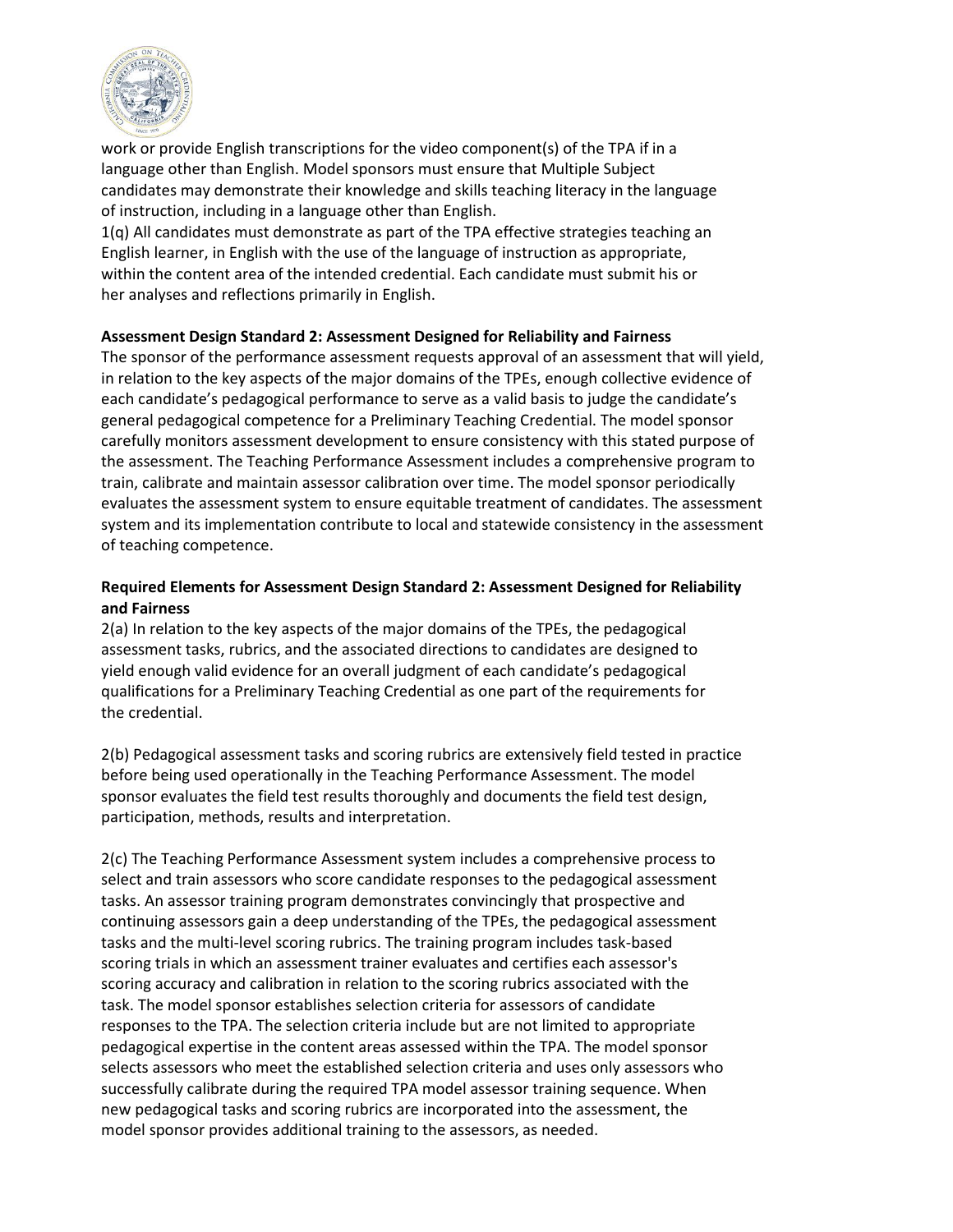work or provide English transcriptions for the video component(s) of the TPA if in a language other than English. Model sponsors must ensure that Multiple Subject candidates may demonstrate their knowledge and skills teaching literacy in the language of instruction, including in a language other than English.

1(q) All candidates must demonstrate as part of the TPA effective strategies teaching an English learner, in English with the use of the language of instruction as appropriate, within the content area of the intended credential. Each candidate must submit his or her analyses and reflections primarily in English.

**Assessment Design Standard 2: Assessment Designed for Reliability and Fairness**

The sponsor of the performance assessment requests approval of an assessment that will yield, in relation to the key aspects of the major domains of the TPEs, enough collective evidence of each candidate's pedagogical performance to serve as a valid basis to judge the candidate's general pedagogical competence for a Preliminary Teaching Credential. The model sponsor carefully monitors assessment development to ensure consistency with this stated purpose of the assessment. The Teaching Performance Assessment includes a comprehensive program to train, calibrate and maintain assessor calibration over time. The model sponsor periodically evaluates the assessment system to ensure equitable treatment of candidates. The assessment system and its implementation contribute to local and statewide consistency in the assessment of teaching competence.

**Required Elements for Assessment Design Standard 2: Assessment Designed for Reliability and Fairness**

2(a) In relation to the key aspects of the major domains of the TPEs, the pedagogical assessment tasks, rubrics, and the associated directions to candidates are designed to yield enough valid evidence for an overall judgment of each candidate's pedagogical qualifications for a Preliminary Teaching Credential as one part of the requirements for the credential.

2(b) Pedagogical assessment tasks and scoring rubrics are extensively field tested in practice before being used operationally in the Teaching Performance Assessment. The model sponsor evaluates the field test results thoroughly and documents the field test design, participation, methods, results and interpretation.

2(c) The Teaching Performance Assessment system includes a comprehensive process to select and train assessors who score candidate responses to the pedagogical assessment tasks. An assessor training program demonstrates convincingly that prospective and continuing assessors gain a deep understanding of the TPEs, the pedagogical assessment tasks and the multi-level scoring rubrics. The training program includes task-based scoring trials in which an assessment trainer evaluates and certifies each assessor's scoring accuracy and calibration in relation to the scoring rubrics associated with the task. The model sponsor establishes selection criteria for assessors of candidate responses to the TPA. The selection criteria include but are not limited to appropriate pedagogical expertise in the content areas assessed within the TPA. The model sponsor selects assessors who meet the established selection criteria and uses only assessors who successfully calibrate during the required TPA model assessor training sequence. When new pedagogical tasks and scoring rubrics are incorporated into the assessment, the model sponsor provides additional training to the assessors, as needed.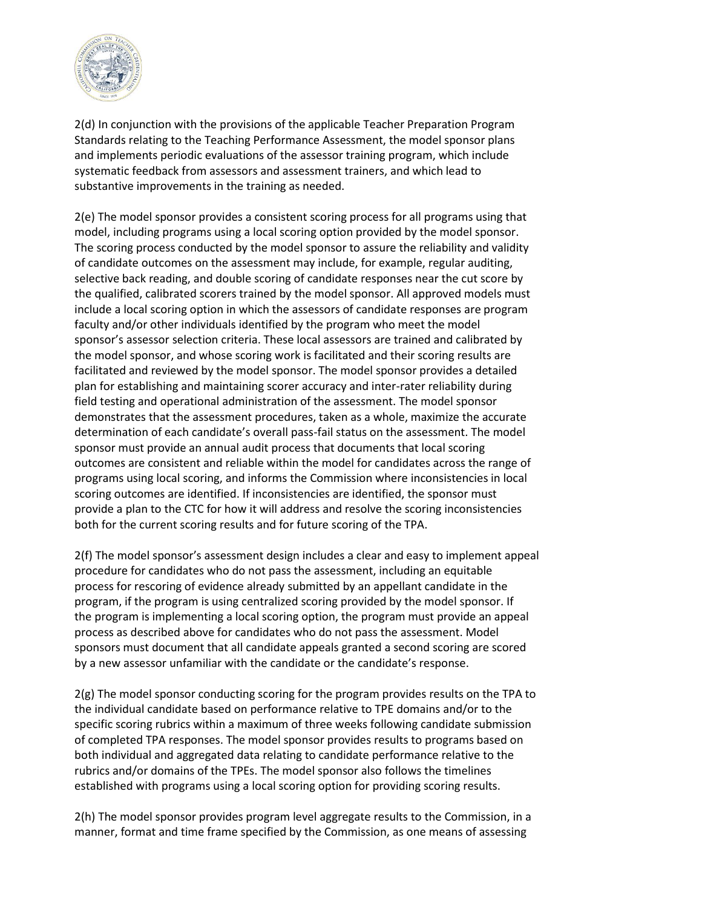2(d) In conjunction with the provisions of the applicable Teacher Preparation Program Standards relating to the Teaching Performance Assessment, the model sponsor plans and implements periodic evaluations of the assessor training program, which include systematic feedback from assessors and assessment trainers, and which lead to substantive improvements in the training as needed.

2(e) The model sponsor provides a consistent scoring process for all programs using that model, including programs using a local scoring option provided by the model sponsor. The scoring process conducted by the model sponsor to assure the reliability and validity of candidate outcomes on the assessment may include, for example, regular auditing, selective back reading, and double scoring of candidate responses near the cut score by the qualified, calibrated scorers trained by the model sponsor. All approved models must include a local scoring option in which the assessors of candidate responses are program faculty and/or other individuals identified by the program who meet the model sponsor's assessor selection criteria. These local assessors are trained and calibrated by the model sponsor, and whose scoring work is facilitated and their scoring results are facilitated and reviewed by the model sponsor. The model sponsor provides a detailed plan for establishing and maintaining scorer accuracy and inter-rater reliability during field testing and operational administration of the assessment. The model sponsor demonstrates that the assessment procedures, taken as a whole, maximize the accurate determination of each candidate's overall pass-fail status on the assessment. The model sponsor must provide an annual audit process that documents that local scoring outcomes are consistent and reliable within the model for candidates across the range of programs using local scoring, and informs the Commission where inconsistencies in local scoring outcomes are identified. If inconsistencies are identified, the sponsor must provide a plan to the CTC for how it will address and resolve the scoring inconsistencies both for the current scoring results and for future scoring of the TPA.

2(f) The model sponsor's assessment design includes a clear and easy to implement appeal procedure for candidates who do not pass the assessment, including an equitable process for rescoring of evidence already submitted by an appellant candidate in the program, if the program is using centralized scoring provided by the model sponsor. If the program is implementing a local scoring option, the program must provide an appeal process as described above for candidates who do not pass the assessment. Model sponsors must document that all candidate appeals granted a second scoring are scored by a new assessor unfamiliar with the candidate or the candidate's response.

2(g) The model sponsor conducting scoring for the program provides results on the TPA to the individual candidate based on performance relative to TPE domains and/or to the specific scoring rubrics within a maximum of three weeks following candidate submission of completed TPA responses. The model sponsor provides results to programs based on both individual and aggregated data relating to candidate performance relative to the rubrics and/or domains of the TPEs. The model sponsor also follows the timelines established with programs using a local scoring option for providing scoring results.

2(h) The model sponsor provides program level aggregate results to the Commission, in a manner, format and time frame specified by the Commission, as one means of assessing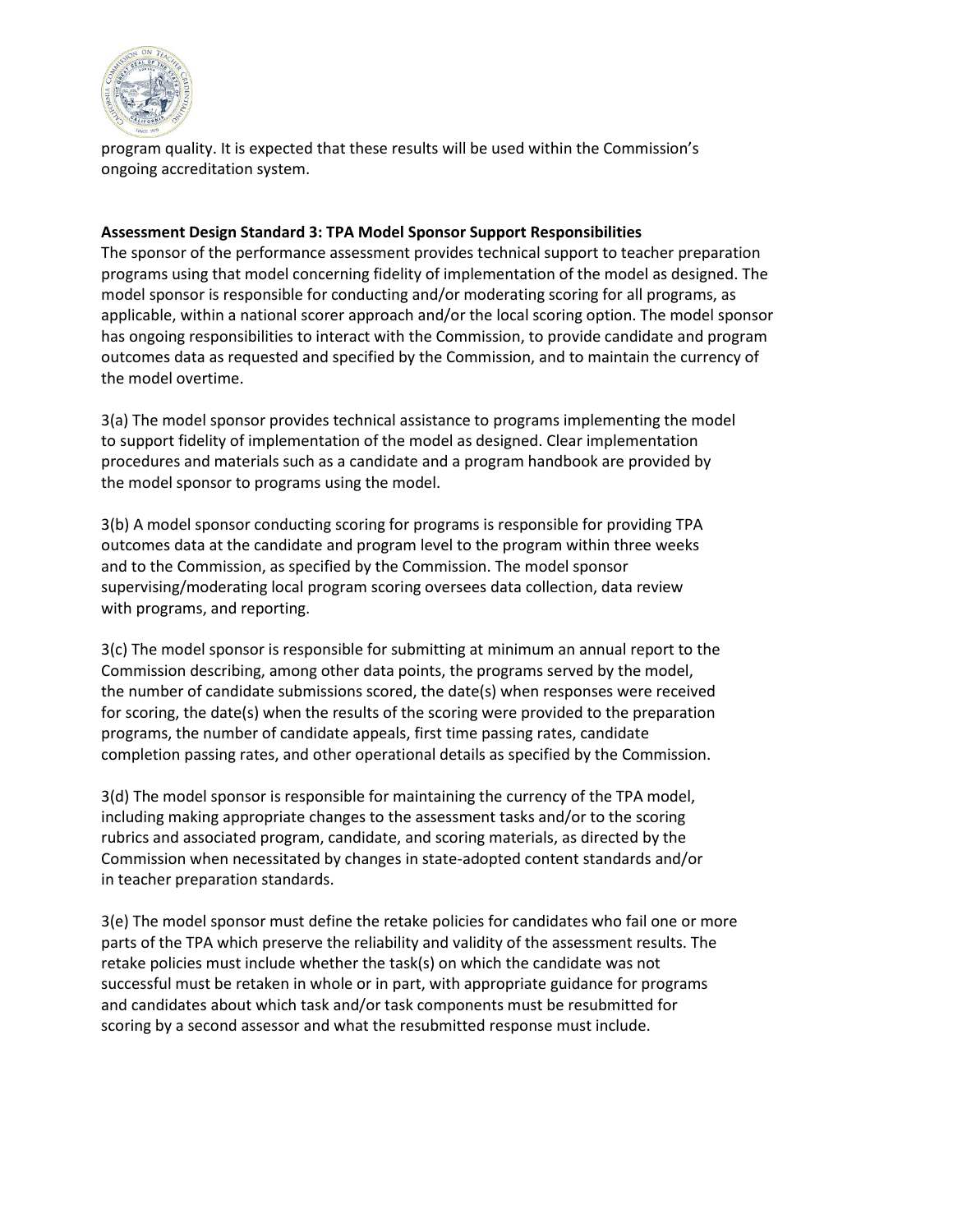program quality. It is expected that these results will be used within the Commission's ongoing accreditation system.

**Assessment Design Standard 3: TPA Model Sponsor Support Responsibilities**

The sponsor of the performance assessment provides technical support to teacher preparation programs using that model concerning fidelity of implementation of the model as designed. The model sponsor is responsible for conducting and/or moderating scoring for all programs, as applicable, within a national scorer approach and/or the local scoring option. The model sponsor has ongoing responsibilities to interact with the Commission, to provide candidate and program outcomes data as requested and specified by the Commission, and to maintain the currency of the model overtime.

3(a) The model sponsor provides technical assistance to programs implementing the model to support fidelity of implementation of the model as designed. Clear implementation procedures and materials such as a candidate and a program handbook are provided by the model sponsor to programs using the model.

3(b) A model sponsor conducting scoring for programs is responsible for providing TPA outcomes data at the candidate and program level to the program within three weeks and to the Commission, as specified by the Commission. The model sponsor supervising/moderating local program scoring oversees data collection, data review with programs, and reporting.

3(c) The model sponsor is responsible for submitting at minimum an annual report to the Commission describing, among other data points, the programs served by the model, the number of candidate submissions scored, the date(s) when responses were received for scoring, the date(s) when the results of the scoring were provided to the preparation programs, the number of candidate appeals, first time passing rates, candidate completion passing rates, and other operational details as specified by the Commission.

3(d) The model sponsor is responsible for maintaining the currency of the TPA model, including making appropriate changes to the assessment tasks and/or to the scoring rubrics and associated program, candidate, and scoring materials, as directed by the Commission when necessitated by changes in state-adopted content standards and/or in teacher preparation standards.

3(e) The model sponsor must define the retake policies for candidates who fail one or more parts of the TPA which preserve the reliability and validity of the assessment results. The retake policies must include whether the task(s) on which the candidate was not successful must be retaken in whole or in part, with appropriate guidance for programs and candidates about which task and/or task components must be resubmitted for scoring by a second assessor and what the resubmitted response must include.